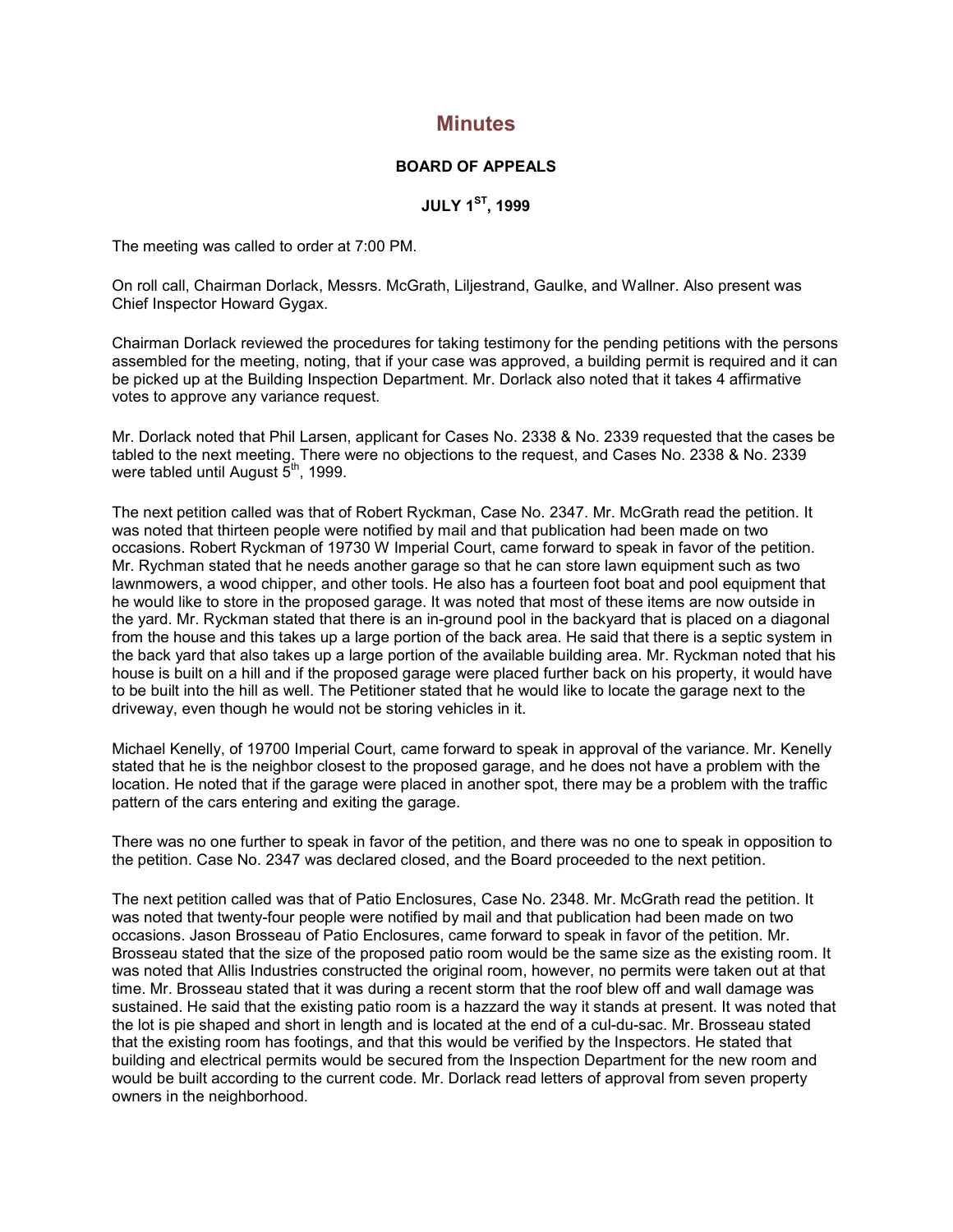# Minutes

**BOARD OF APPEALS**

**JULY 1ST, 1999**

The meeting was called to order at 7:00 PM.

On roll call, Chairman Dorlack, Messrs. McGrath, Liljestrand, Gaulke, and Wallner. Also present was Chief Inspector Howard Gygax.

Chairman Dorlack reviewed the procedures for taking testimony for the pending petitions with the persons assembled for the meeting, noting, that if your case was approved, a building permit is required and it can be picked up at the Building Inspection Department. Mr. Dorlack also noted that it takes 4 affirmative votes to approve any variance request.

Mr. Dorlack noted that Phil Larsen, applicant for Cases No. 2338 & No. 2339 requested that the cases be tabled to the next meeting. There were no objections to the request, and Cases No. 2338 & No. 2339 were tabled until August 5th, 1999.

The next petition called was that of Robert Ryckman, Case No. 2347. Mr. McGrath read the petition. It was noted that thirteen people were notified by mail and that publication had been made on two occasions. Robert Ryckman of 19730 W Imperial Court, came forward to speak in favor of the petition. Mr. Rychman stated that he needs another garage so that he can store lawn equipment such as two lawnmowers, a wood chipper, and other tools. He also has a fourteen foot boat and pool equipment that he would like to store in the proposed garage. It was noted that most of these items are now outside in the yard. Mr. Ryckman stated that there is an in-ground pool in the backyard that is placed on a diagonal from the house and this takes up a large portion of the back area. He said that there is a septic system in the back yard that also takes up a large portion of the available building area. Mr. Ryckman noted that his house is built on a hill and if the proposed garage were placed further back on his property, it would have to be built into the hill as well. The Petitioner stated that he would like to locate the garage next to the driveway, even though he would not be storing vehicles in it.

Michael Kenelly, of 19700 Imperial Court, came forward to speak in approval of the variance. Mr. Kenelly stated that he is the neighbor closest to the proposed garage, and he does not have a problem with the location. He noted that if the garage were placed in another spot, there may be a problem with the traffic pattern of the cars entering and exiting the garage.

There was no one further to speak in favor of the petition, and there was no one to speak in opposition to the petition. Case No. 2347 was declared closed, and the Board proceeded to the next petition.

The next petition called was that of Patio Enclosures, Case No. 2348. Mr. McGrath read the petition. It was noted that twenty-four people were notified by mail and that publication had been made on two occasions. Jason Brosseau of Patio Enclosures, came forward to speak in favor of the petition. Mr. Brosseau stated that the size of the proposed patio room would be the same size as the existing room. It was noted that Allis Industries constructed the original room, however, no permits were taken out at that time. Mr. Brosseau stated that it was during a recent storm that the roof blew off and wall damage was sustained. He said that the existing patio room is a hazzard the way it stands at present. It was noted that the lot is pie shaped and short in length and is located at the end of a cul-du-sac. Mr. Brosseau stated that the existing room has footings, and that this would be verified by the Inspectors. He stated that building and electrical permits would be secured from the Inspection Department for the new room and would be built according to the current code. Mr. Dorlack read letters of approval from seven property owners in the neighborhood.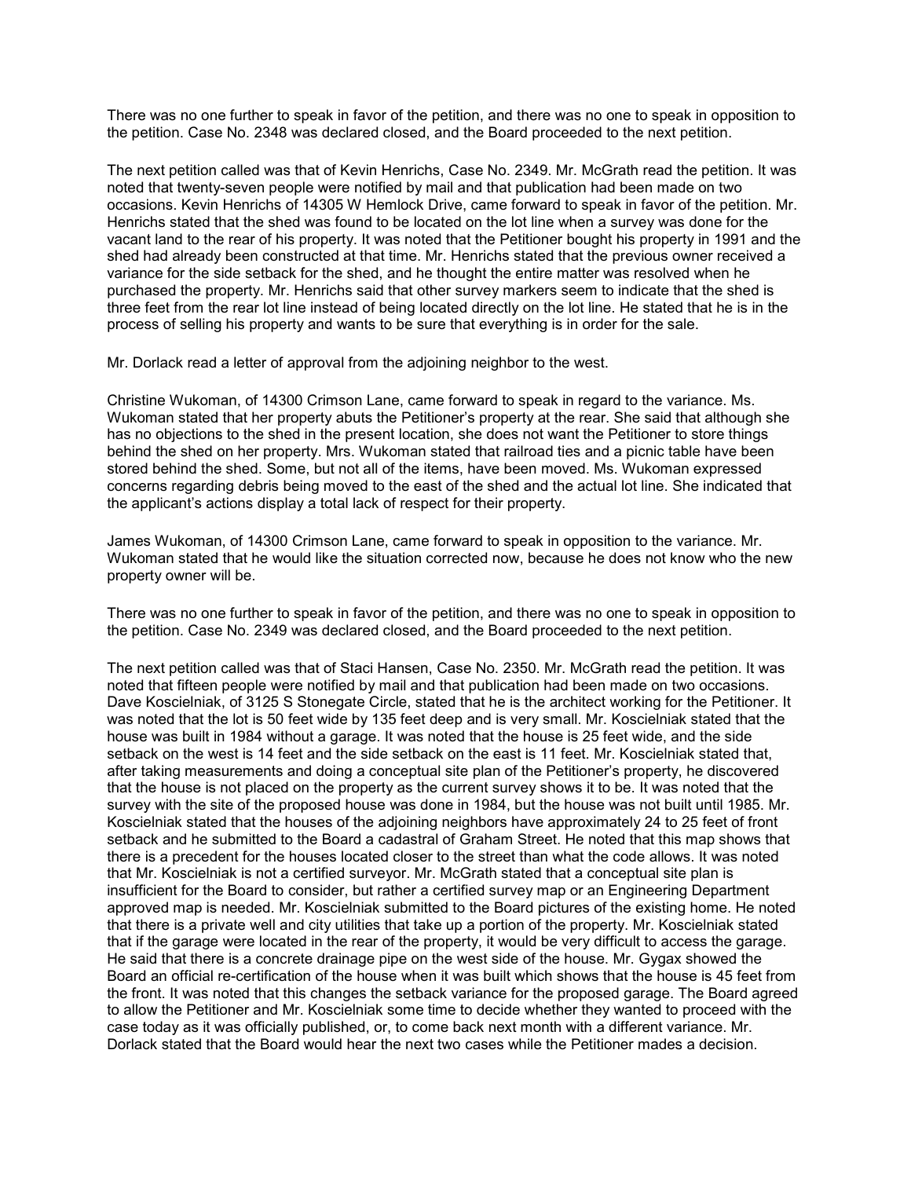There was no one further to speak in favor of the petition, and there was no one to speak in opposition to the petition. Case No. 2348 was declared closed, and the Board proceeded to the next petition.

The next petition called was that of Kevin Henrichs, Case No. 2349. Mr. McGrath read the petition. It was noted that twenty-seven people were notified by mail and that publication had been made on two occasions. Kevin Henrichs of 14305 W Hemlock Drive, came forward to speak in favor of the petition. Mr. Henrichs stated that the shed was found to be located on the lot line when a survey was done for the vacant land to the rear of his property. It was noted that the Petitioner bought his property in 1991 and the shed had already been constructed at that time. Mr. Henrichs stated that the previous owner received a variance for the side setback for the shed, and he thought the entire matter was resolved when he purchased the property. Mr. Henrichs said that other survey markers seem to indicate that the shed is three feet from the rear lot line instead of being located directly on the lot line. He stated that he is in the process of selling his property and wants to be sure that everything is in order for the sale.

Mr. Dorlack read a letter of approval from the adjoining neighbor to the west.

Christine Wukoman, of 14300 Crimson Lane, came forward to speak in regard to the variance. Ms. Wukoman stated that her property abuts the Petitioner's property at the rear. She said that although she has no objections to the shed in the present location, she does not want the Petitioner to store things behind the shed on her property. Mrs. Wukoman stated that railroad ties and a picnic table have been stored behind the shed. Some, but not all of the items, have been moved. Ms. Wukoman expressed concerns regarding debris being moved to the east of the shed and the actual lot line. She indicated that the applicant's actions display a total lack of respect for their property.

James Wukoman, of 14300 Crimson Lane, came forward to speak in opposition to the variance. Mr. Wukoman stated that he would like the situation corrected now, because he does not know who the new property owner will be.

There was no one further to speak in favor of the petition, and there was no one to speak in opposition to the petition. Case No. 2349 was declared closed, and the Board proceeded to the next petition.

The next petition called was that of Staci Hansen, Case No. 2350. Mr. McGrath read the petition. It was noted that fifteen people were notified by mail and that publication had been made on two occasions. Dave Koscielniak, of 3125 S Stonegate Circle, stated that he is the architect working for the Petitioner. It was noted that the lot is 50 feet wide by 135 feet deep and is very small. Mr. Koscielniak stated that the house was built in 1984 without a garage. It was noted that the house is 25 feet wide, and the side setback on the west is 14 feet and the side setback on the east is 11 feet. Mr. Koscielniak stated that, after taking measurements and doing a conceptual site plan of the Petitioner's property, he discovered that the house is not placed on the property as the current survey shows it to be. It was noted that the survey with the site of the proposed house was done in 1984, but the house was not built until 1985. Mr. Koscielniak stated that the houses of the adjoining neighbors have approximately 24 to 25 feet of front setback and he submitted to the Board a cadastral of Graham Street. He noted that this map shows that there is a precedent for the houses located closer to the street than what the code allows. It was noted that Mr. Koscielniak is not a certified surveyor. Mr. McGrath stated that a conceptual site plan is insufficient for the Board to consider, but rather a certified survey map or an Engineering Department approved map is needed. Mr. Koscielniak submitted to the Board pictures of the existing home. He noted that there is a private well and city utilities that take up a portion of the property. Mr. Koscielniak stated that if the garage were located in the rear of the property, it would be very difficult to access the garage. He said that there is a concrete drainage pipe on the west side of the house. Mr. Gygax showed the Board an official re-certification of the house when it was built which shows that the house is 45 feet from the front. It was noted that this changes the setback variance for the proposed garage. The Board agreed to allow the Petitioner and Mr. Koscielniak some time to decide whether they wanted to proceed with the case today as it was officially published, or, to come back next month with a different variance. Mr. Dorlack stated that the Board would hear the next two cases while the Petitioner mades a decision.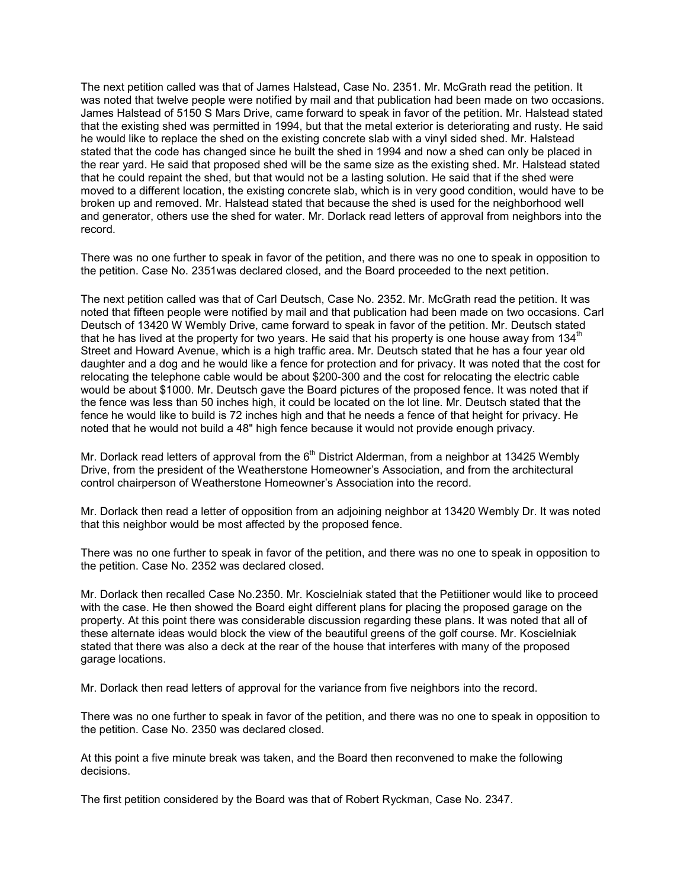The next petition called was that of James Halstead, Case No. 2351. Mr. McGrath read the petition. It was noted that twelve people were notified by mail and that publication had been made on two occasions. James Halstead of 5150 S Mars Drive, came forward to speak in favor of the petition. Mr. Halstead stated that the existing shed was permitted in 1994, but that the metal exterior is deteriorating and rusty. He said he would like to replace the shed on the existing concrete slab with a vinyl sided shed. Mr. Halstead stated that the code has changed since he built the shed in 1994 and now a shed can only be placed in the rear yard. He said that proposed shed will be the same size as the existing shed. Mr. Halstead stated that he could repaint the shed, but that would not be a lasting solution. He said that if the shed were moved to a different location, the existing concrete slab, which is in very good condition, would have to be broken up and removed. Mr. Halstead stated that because the shed is used for the neighborhood well and generator, others use the shed for water. Mr. Dorlack read letters of approval from neighbors into the record.

There was no one further to speak in favor of the petition, and there was no one to speak in opposition to the petition. Case No. 2351was declared closed, and the Board proceeded to the next petition.

The next petition called was that of Carl Deutsch, Case No. 2352. Mr. McGrath read the petition. It was noted that fifteen people were notified by mail and that publication had been made on two occasions. Carl Deutsch of 13420 W Wembly Drive, came forward to speak in favor of the petition. Mr. Deutsch stated that he has lived at the property for two years. He said that his property is one house away from 134th Street and Howard Avenue, which is a high traffic area. Mr. Deutsch stated that he has a four year old daughter and a dog and he would like a fence for protection and for privacy. It was noted that the cost for relocating the telephone cable would be about $200-300 and the cost for relocating the electric cable would be about $1000. Mr. Deutsch gave the Board pictures of the proposed fence. It was noted that if the fence was less than 50 inches high, it could be located on the lot line. Mr. Deutsch stated that the fence he would like to build is 72 inches high and that he needs a fence of that height for privacy. He noted that he would not build a 48" high fence because it would not provide enough privacy.

Mr. Dorlack read letters of approval from the 6th District Alderman, from a neighbor at 13425 Wembly Drive, from the president of the Weatherstone Homeowner's Association, and from the architectural control chairperson of Weatherstone Homeowner's Association into the record.

Mr. Dorlack then read a letter of opposition from an adjoining neighbor at 13420 Wembly Dr. It was noted that this neighbor would be most affected by the proposed fence.

There was no one further to speak in favor of the petition, and there was no one to speak in opposition to the petition. Case No. 2352 was declared closed.

Mr. Dorlack then recalled Case No.2350. Mr. Koscielniak stated that the Petiitioner would like to proceed with the case. He then showed the Board eight different plans for placing the proposed garage on the property. At this point there was considerable discussion regarding these plans. It was noted that all of these alternate ideas would block the view of the beautiful greens of the golf course. Mr. Koscielniak stated that there was also a deck at the rear of the house that interferes with many of the proposed garage locations.

Mr. Dorlack then read letters of approval for the variance from five neighbors into the record.

There was no one further to speak in favor of the petition, and there was no one to speak in opposition to the petition. Case No. 2350 was declared closed.

At this point a five minute break was taken, and the Board then reconvened to make the following decisions.

The first petition considered by the Board was that of Robert Ryckman, Case No. 2347.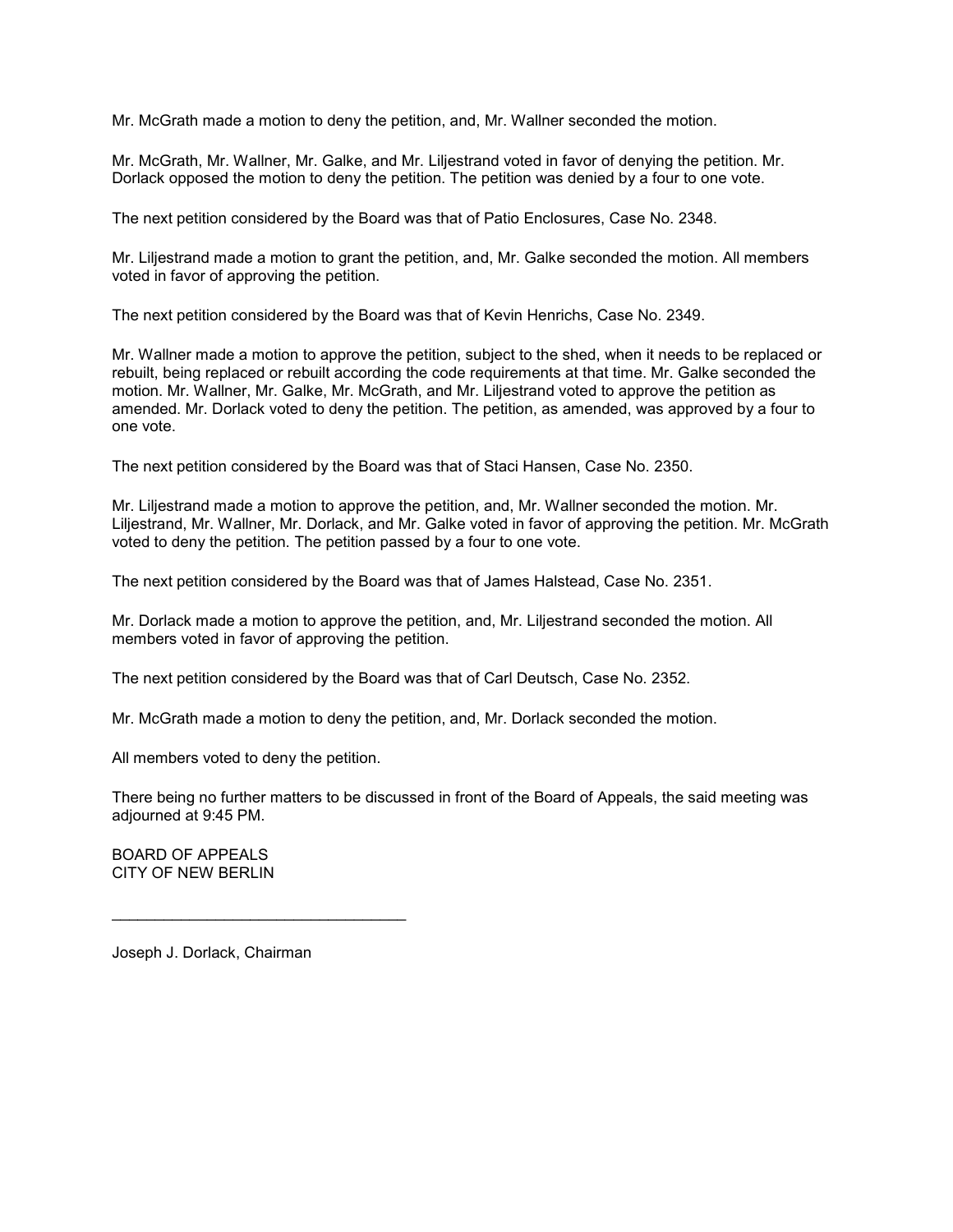Mr. McGrath made a motion to deny the petition, and, Mr. Wallner seconded the motion.

Mr. McGrath, Mr. Wallner, Mr. Galke, and Mr. Liljestrand voted in favor of denying the petition. Mr. Dorlack opposed the motion to deny the petition. The petition was denied by a four to one vote.

The next petition considered by the Board was that of Patio Enclosures, Case No. 2348.

Mr. Liljestrand made a motion to grant the petition, and, Mr. Galke seconded the motion. All members voted in favor of approving the petition.

The next petition considered by the Board was that of Kevin Henrichs, Case No. 2349.

Mr. Wallner made a motion to approve the petition, subject to the shed, when it needs to be replaced or rebuilt, being replaced or rebuilt according the code requirements at that time. Mr. Galke seconded the motion. Mr. Wallner, Mr. Galke, Mr. McGrath, and Mr. Liljestrand voted to approve the petition as amended. Mr. Dorlack voted to deny the petition. The petition, as amended, was approved by a four to one vote.

The next petition considered by the Board was that of Staci Hansen, Case No. 2350.

Mr. Liljestrand made a motion to approve the petition, and, Mr. Wallner seconded the motion. Mr. Liljestrand, Mr. Wallner, Mr. Dorlack, and Mr. Galke voted in favor of approving the petition. Mr. McGrath voted to deny the petition. The petition passed by a four to one vote.

The next petition considered by the Board was that of James Halstead, Case No. 2351.

Mr. Dorlack made a motion to approve the petition, and, Mr. Liljestrand seconded the motion. All members voted in favor of approving the petition.

The next petition considered by the Board was that of Carl Deutsch, Case No. 2352.

Mr. McGrath made a motion to deny the petition, and, Mr. Dorlack seconded the motion.

All members voted to deny the petition.

There being no further matters to be discussed in front of the Board of Appeals, the said meeting was adjourned at 9:45 PM.

BOARD OF APPEALS
CITY OF NEW BERLIN

\_\_\_\_\_\_\_\_\_\_\_\_\_\_\_\_\_\_\_\_\_\_\_\_\_\_\_\_\_\_\_\_\_\_

Joseph J. Dorlack, Chairman